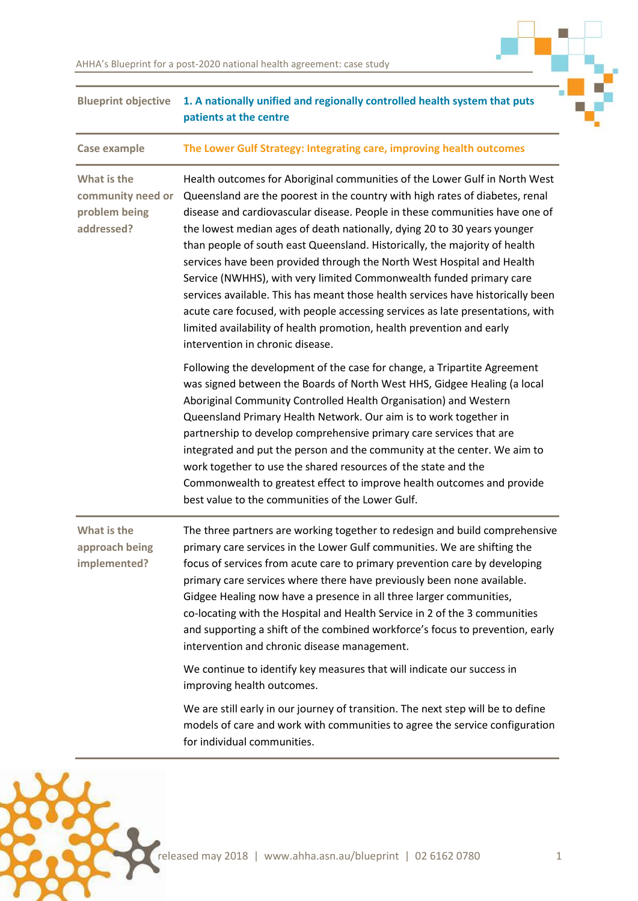| Blueprint objective | 1. A nationally unified and regionally controlled health system that puts patients at the centre |
|---|---|
| Case example | The Lower Gulf Strategy: Integrating care, improving health outcomes |
| What is the community need or problem being addressed? | Health outcomes for Aboriginal communities of the Lower Gulf in North West Queensland are the poorest in the country with high rates of diabetes, renal disease and cardiovascular disease. People in these communities have one of the lowest median ages of death nationally, dying 20 to 30 years younger than people of south east Queensland. Historically, the majority of health services have been provided through the North West Hospital and Health Service (NWHHS), with very limited Commonwealth funded primary care services available. This has meant those health services have historically been acute care focused, with people accessing services as late presentations, with limited availability of health promotion, health prevention and early intervention in chronic disease.<br><br>Following the development of the case for change, a Tripartite Agreement was signed between the Boards of North West HHS, Gidgee Healing (a local Aboriginal Community Controlled Health Organisation) and Western Queensland Primary Health Network. Our aim is to work together in partnership to develop comprehensive primary care services that are integrated and put the person and the community at the center. We aim to work together to use the shared resources of the state and the Commonwealth to greatest effect to improve health outcomes and provide best value to the communities of the Lower Gulf. |
| What is the approach being implemented? | The three partners are working together to redesign and build comprehensive primary care services in the Lower Gulf communities. We are shifting the focus of services from acute care to primary prevention care by developing primary care services where there have previously been none available. Gidgee Healing now have a presence in all three larger communities, co-locating with the Hospital and Health Service in 2 of the 3 communities and supporting a shift of the combined workforce's focus to prevention, early intervention and chronic disease management.<br><br>We continue to identify key measures that will indicate our success in improving health outcomes.<br><br>We are still early in our journey of transition. The next step will be to define models of care and work with communities to agree the service configuration for individual communities. |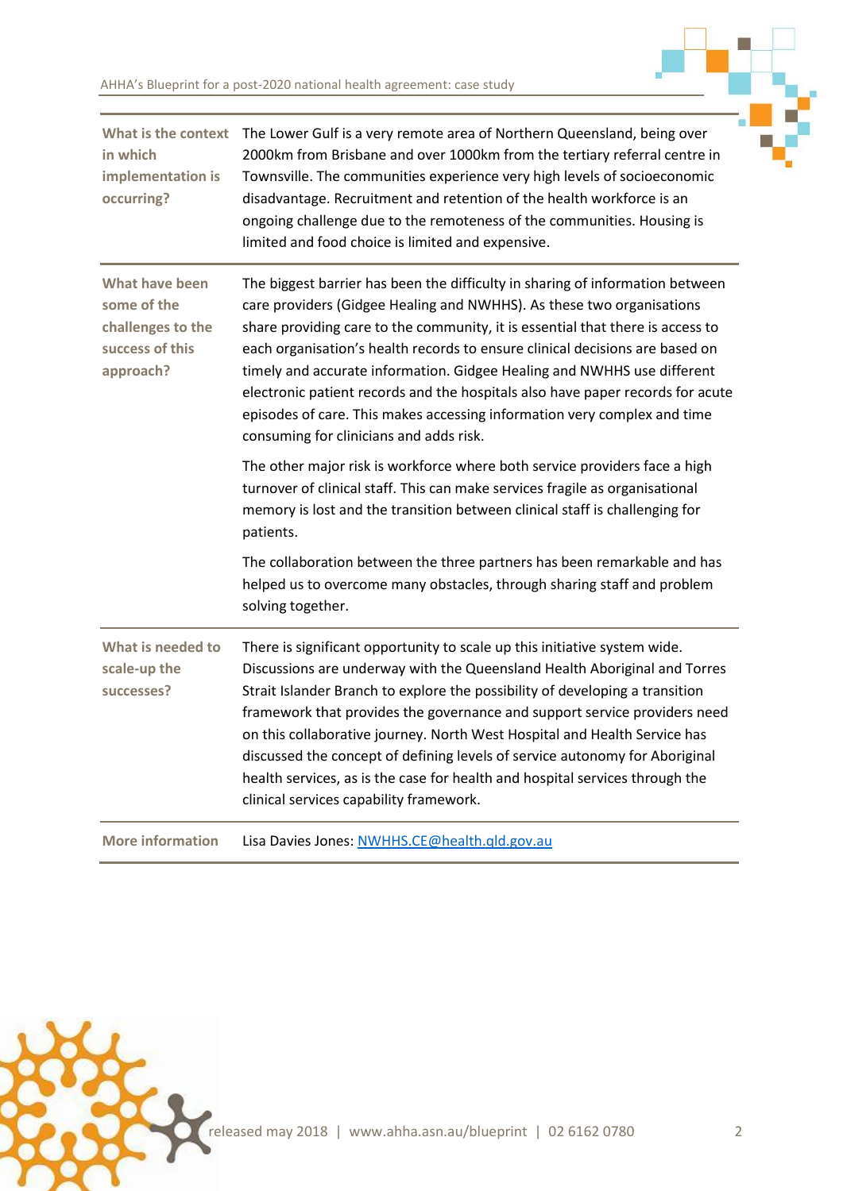| | |
|---|---|
| **What is the context in which implementation is occurring?** | The Lower Gulf is a very remote area of Northern Queensland, being over 2000km from Brisbane and over 1000km from the tertiary referral centre in Townsville. The communities experience very high levels of socioeconomic disadvantage. Recruitment and retention of the health workforce is an ongoing challenge due to the remoteness of the communities. Housing is limited and food choice is limited and expensive. |
| **What have been some of the challenges to the success of this approach?** | The biggest barrier has been the difficulty in sharing of information between care providers (Gidgee Healing and NWHHS). As these two organisations share providing care to the community, it is essential that there is access to each organisation's health records to ensure clinical decisions are based on timely and accurate information. Gidgee Healing and NWHHS use different electronic patient records and the hospitals also have paper records for acute episodes of care. This makes accessing information very complex and time consuming for clinicians and adds risk.<br><br>The other major risk is workforce where both service providers face a high turnover of clinical staff. This can make services fragile as organisational memory is lost and the transition between clinical staff is challenging for patients.<br><br>The collaboration between the three partners has been remarkable and has helped us to overcome many obstacles, through sharing staff and problem solving together. |
| **What is needed to scale-up the successes?** | There is significant opportunity to scale up this initiative system wide. Discussions are underway with the Queensland Health Aboriginal and Torres Strait Islander Branch to explore the possibility of developing a transition framework that provides the governance and support service providers need on this collaborative journey. North West Hospital and Health Service has discussed the concept of defining levels of service autonomy for Aboriginal health services, as is the case for health and hospital services through the clinical services capability framework. |
| **More information** | Lisa Davies Jones: [NWHHS.CE@health.qld.gov.au](mailto:NWHHS.CE@health.qld.gov.au) |